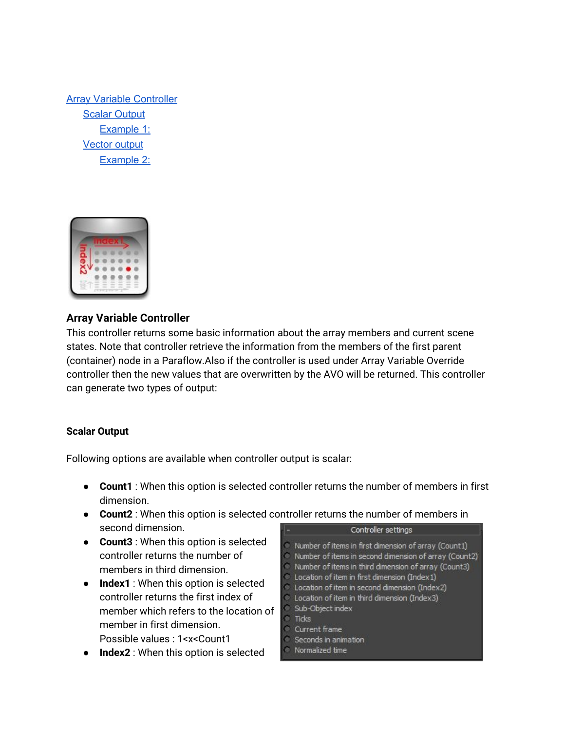[Array Variable Controller](#)

- [Scalar Output](#)
  - [Example 1:](#)
- [Vector output](#)
  - [Example 2:](#)

## Array Variable Controller

This controller returns some basic information about the array members and current scene states. Note that controller retrieve the information from the members of the first parent (container) node in a Paraflow.Also if the controller is used under Array Variable Override controller then the new values that are overwritten by the AVO will be returned. This controller can generate two types of output:

### Scalar Output

Following options are available when controller output is scalar:

- **Count1** : When this option is selected controller returns the number of members in first dimension.
- **Count2** : When this option is selected controller returns the number of members in second dimension.
- **Count3** : When this option is selected controller returns the number of members in third dimension.
- **Index1** : When this option is selected controller returns the first index of member which refers to the location of member in first dimension.
  Possible values : 1<x<Count1
- **Index2** : When this option is selected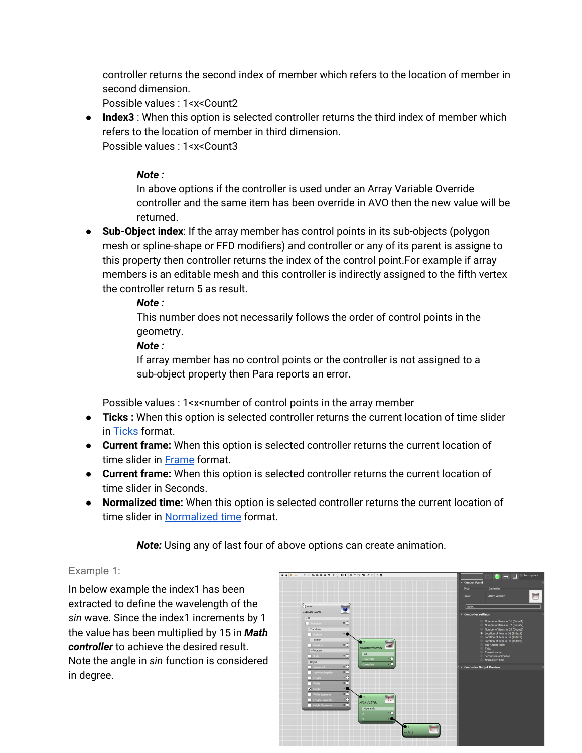controller returns the second index of member which refers to the location of member in second dimension.
Possible values : 1<x<Count2

- **Index3** : When this option is selected controller returns the third index of member which refers to the location of member in third dimension.
Possible values : 1<x<Count3

> ***Note :***
> In above options if the controller is used under an Array Variable Override controller and the same item has been override in AVO then the new value will be returned.

- **Sub-Object index**: If the array member has control points in its sub-objects (polygon mesh or spline-shape or FFD modifiers) and controller or any of its parent is assigne to this property then controller returns the index of the control point.For example if array members is an editable mesh and this controller is indirectly assigned to the fifth vertex the controller return 5 as result.

> ***Note :***
> This number does not necessarily follows the order of control points in the geometry.
>
> ***Note :***
> If array member has no control points or the controller is not assigned to a sub-object property then Para reports an error.

Possible values : 1<x<number of control points in the array member

- **Ticks :** When this option is selected controller returns the current location of time slider in [Ticks]() format.
- **Current frame:** When this option is selected controller returns the current location of time slider in [Frame]() format.
- **Current frame:** When this option is selected controller returns the current location of time slider in Seconds.
- **Normalized time:** When this option is selected controller returns the current location of time slider in [Normalized time]() format.

> ***Note:*** Using any of last four of above options can create animation.

Example 1:

In below example the index1 has been extracted to define the wavelength of the *sin* wave. Since the index1 increments by 1 the value has been multiplied by 15 in ***Math controller*** to achieve the desired result. Note the angle in *sin* function is considered in degree.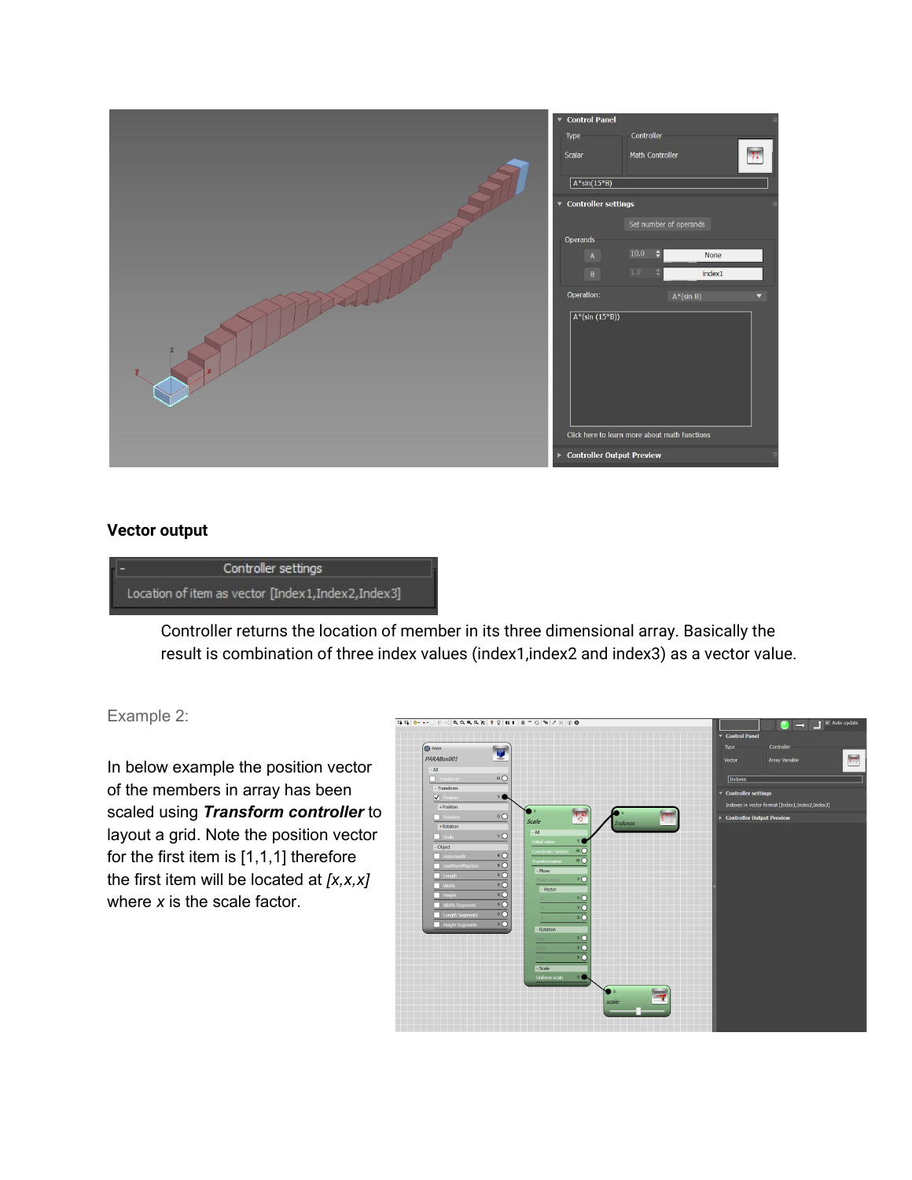### Vector output

Controller returns the location of member in its three dimensional array. Basically the result is combination of three index values (index1,index2 and index3) as a vector value.

Example 2:

In below example the position vector of the members in array has been scaled using ***Transform controller*** to layout a grid. Note the position vector for the first item is [1,1,1] therefore the first item will be located at *[x,x,x]* where *x* is the scale factor.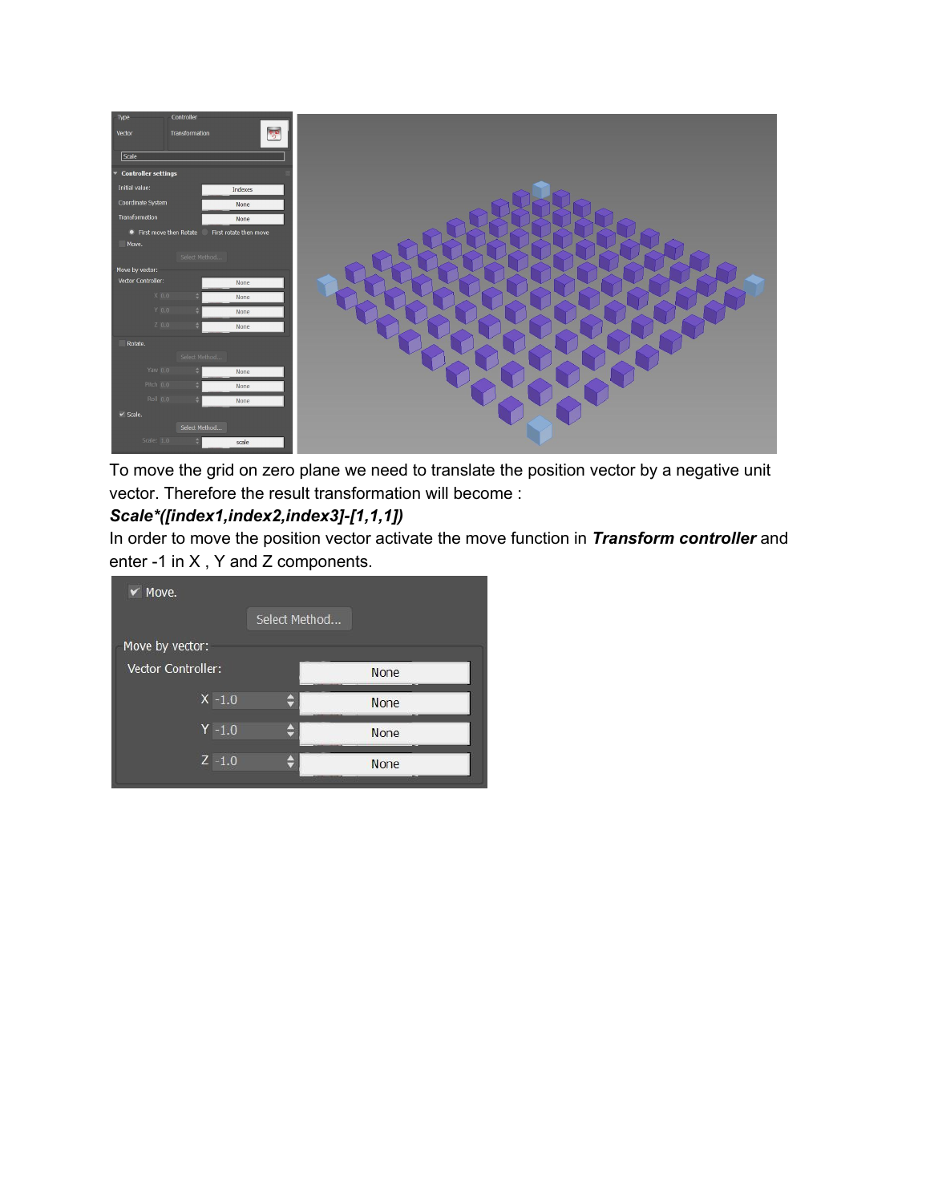To move the grid on zero plane we need to translate the position vector by a negative unit vector. Therefore the result transformation will become :

***Scale*([index1,index2,index3]-[1,1,1])***

In order to move the position vector activate the move function in ***Transform controller*** and enter -1 in X , Y and Z components.